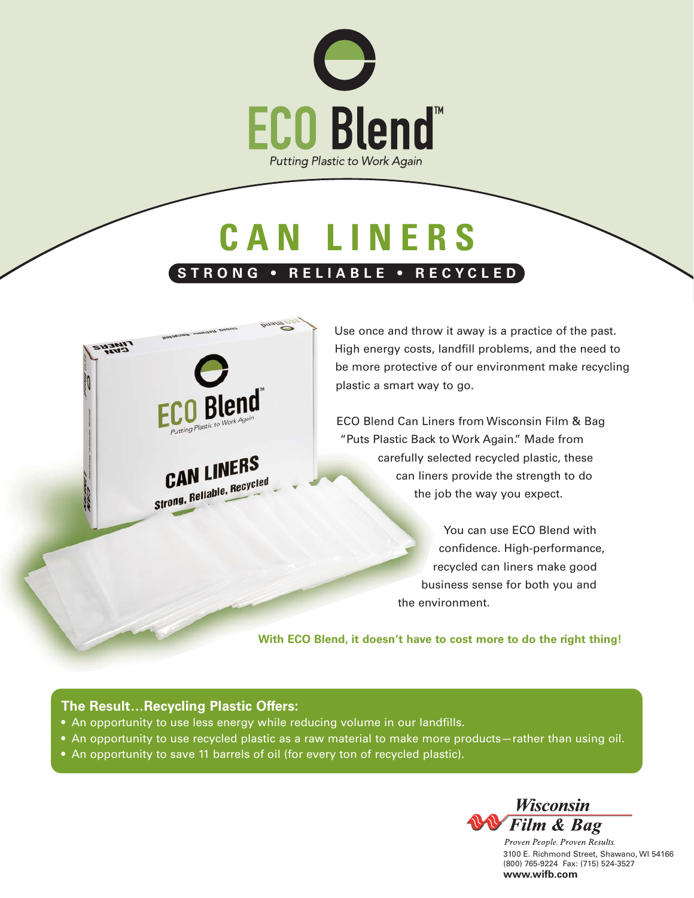# ECO Blend™

*Putting Plastic to Work Again*

## CAN LINERS

**STRONG • RELIABLE • RECYCLED**

Use once and throw it away is a practice of the past. High energy costs, landfill problems, and the need to be more protective of our environment make recycling plastic a smart way to go.

ECO Blend Can Liners from Wisconsin Film & Bag "Puts Plastic Back to Work Again." Made from carefully selected recycled plastic, these can liners provide the strength to do the job the way you expect.

You can use ECO Blend with confidence. High-performance, recycled can liners make good business sense for both you and the environment.

**With ECO Blend, it doesn't have to cost more to do the right thing!**

### The Result…Recycling Plastic Offers:

- An opportunity to use less energy while reducing volume in our landfills.
- An opportunity to use recycled plastic as a raw material to make more products—rather than using oil.
- An opportunity to save 11 barrels of oil (for every ton of recycled plastic).

**Wisconsin Film & Bag**

*Proven People. Proven Results.*

3100 E. Richmond Street, Shawano, WI 54166
(800) 765-9224 Fax: (715) 524-3527
**www.wifb.com**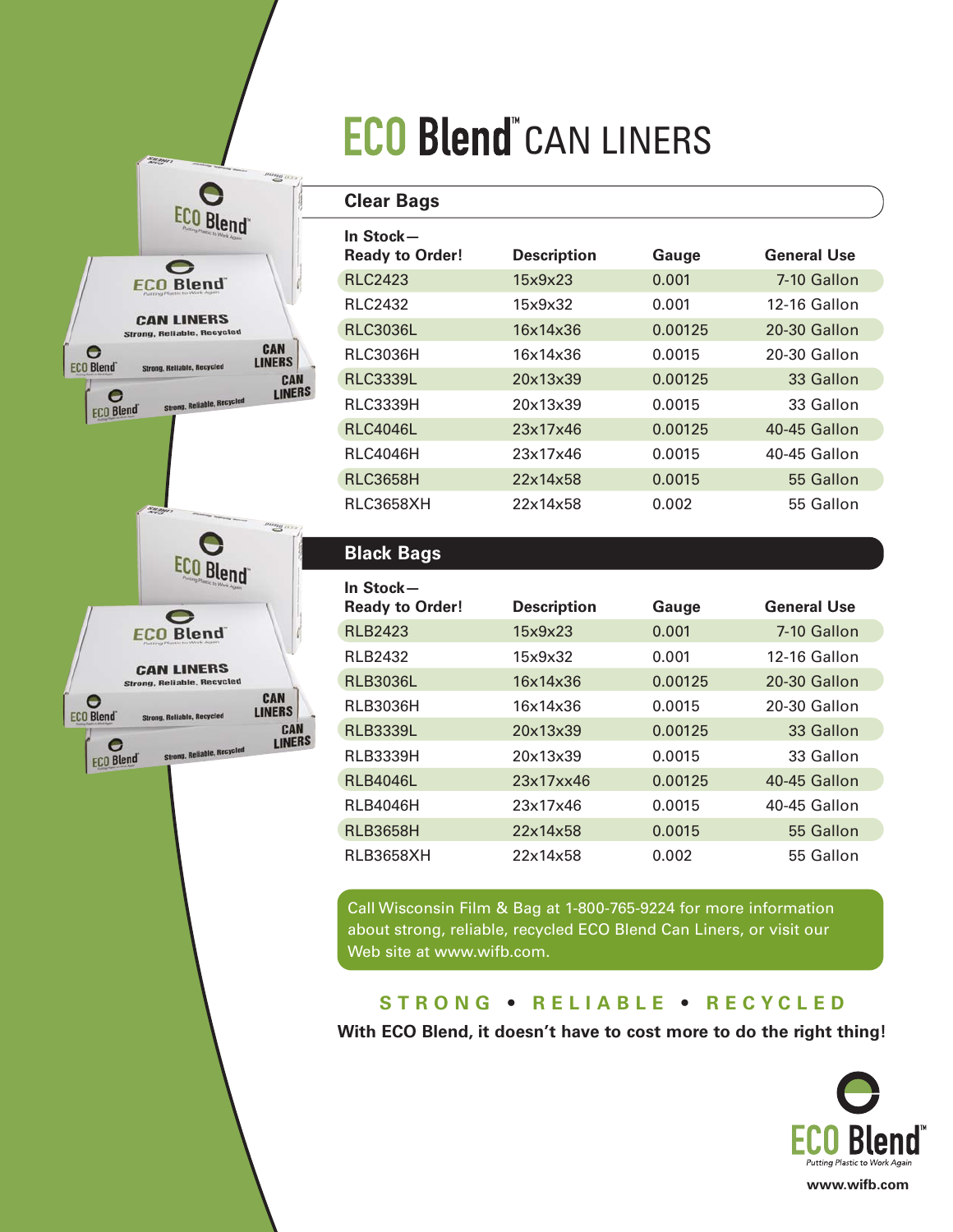# ECO Blend™ CAN LINERS

## Clear Bags

| In Stock— Ready to Order! | Description | Gauge | General Use |
|---|---|---|---|
| RLC2423 | 15x9x23 | 0.001 | 7-10 Gallon |
| RLC2432 | 15x9x32 | 0.001 | 12-16 Gallon |
| RLC3036L | 16x14x36 | 0.00125 | 20-30 Gallon |
| RLC3036H | 16x14x36 | 0.0015 | 20-30 Gallon |
| RLC3339L | 20x13x39 | 0.00125 | 33 Gallon |
| RLC3339H | 20x13x39 | 0.0015 | 33 Gallon |
| RLC4046L | 23x17x46 | 0.00125 | 40-45 Gallon |
| RLC4046H | 23x17x46 | 0.0015 | 40-45 Gallon |
| RLC3658H | 22x14x58 | 0.0015 | 55 Gallon |
| RLC3658XH | 22x14x58 | 0.002 | 55 Gallon |

## Black Bags

| In Stock— Ready to Order! | Description | Gauge | General Use |
|---|---|---|---|
| RLB2423 | 15x9x23 | 0.001 | 7-10 Gallon |
| RLB2432 | 15x9x32 | 0.001 | 12-16 Gallon |
| RLB3036L | 16x14x36 | 0.00125 | 20-30 Gallon |
| RLB3036H | 16x14x36 | 0.0015 | 20-30 Gallon |
| RLB3339L | 20x13x39 | 0.00125 | 33 Gallon |
| RLB3339H | 20x13x39 | 0.0015 | 33 Gallon |
| RLB4046L | 23x17xx46 | 0.00125 | 40-45 Gallon |
| RLB4046H | 23x17x46 | 0.0015 | 40-45 Gallon |
| RLB3658H | 22x14x58 | 0.0015 | 55 Gallon |
| RLB3658XH | 22x14x58 | 0.002 | 55 Gallon |

Call Wisconsin Film & Bag at 1-800-765-9224 for more information about strong, reliable, recycled ECO Blend Can Liners, or visit our Web site at www.wifb.com.

**STRONG • RELIABLE • RECYCLED**

**With ECO Blend, it doesn't have to cost more to do the right thing!**

ECO Blend™

*Putting Plastic to Work Again*

www.wifb.com